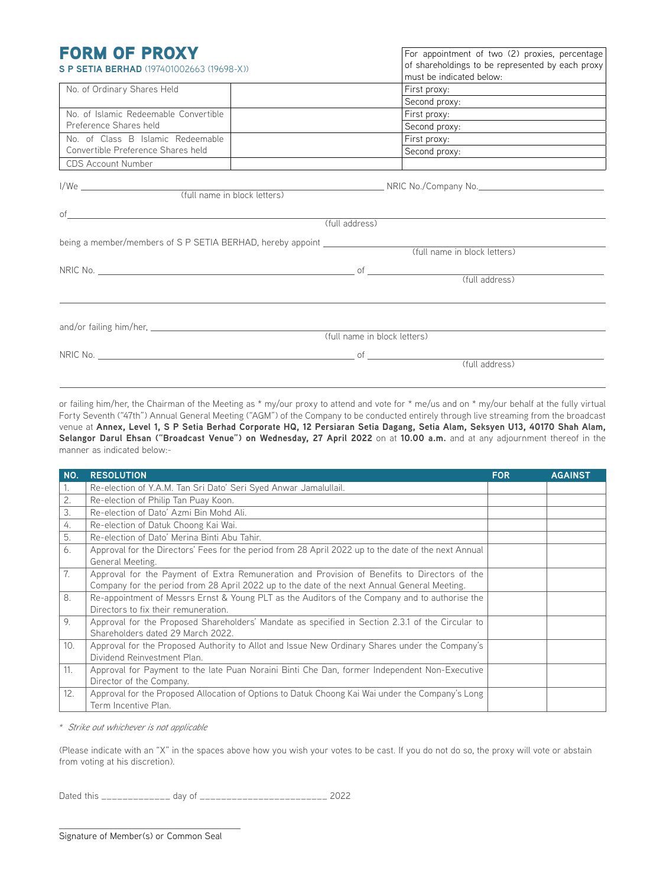# FORM OF PROXY

**S P SETIA BERHAD** (197401002663 (19698-X))

| | | For appointment of two (2) proxies, percentage of shareholdings to be represented by each proxy must be indicated below: |
|---|---|---|
| No. of Ordinary Shares Held | | First proxy: |
| | | Second proxy: |
| No. of Islamic Redeemable Convertible Preference Shares held | | First proxy: |
| | | Second proxy: |
| No. of Class B Islamic Redeemable Convertible Preference Shares held | | First proxy: |
| | | Second proxy: |
| CDS Account Number | | |

I/We ______________________________ NRIC No./Company No.______________________
(full name in block letters)

of ________________________________________________________________
(full address)

being a member/members of S P SETIA BERHAD, hereby appoint ______________________________
(full name in block letters)

NRIC No. ______________________________ of ______________________________
(full address)

and/or failing him/her, ______________________________
(full name in block letters)

NRIC No. ______________________________ of ______________________________
(full address)

or failing him/her, the Chairman of the Meeting as * my/our proxy to attend and vote for * me/us and on * my/our behalf at the fully virtual Forty Seventh ("47th") Annual General Meeting ("AGM") of the Company to be conducted entirely through live streaming from the broadcast venue at **Annex, Level 1, S P Setia Berhad Corporate HQ, 12 Persiaran Setia Dagang, Setia Alam, Seksyen U13, 40170 Shah Alam, Selangor Darul Ehsan ("Broadcast Venue") on Wednesday, 27 April 2022** on at **10.00 a.m.** and at any adjournment thereof in the manner as indicated below:-

| NO. | RESOLUTION | FOR | AGAINST |
|---|---|---|---|
| 1. | Re-election of Y.A.M. Tan Sri Dato' Seri Syed Anwar Jamalullail. | | |
| 2. | Re-election of Philip Tan Puay Koon. | | |
| 3. | Re-election of Dato' Azmi Bin Mohd Ali. | | |
| 4. | Re-election of Datuk Choong Kai Wai. | | |
| 5. | Re-election of Dato' Merina Binti Abu Tahir. | | |
| 6. | Approval for the Directors' Fees for the period from 28 April 2022 up to the date of the next Annual General Meeting. | | |
| 7. | Approval for the Payment of Extra Remuneration and Provision of Benefits to Directors of the Company for the period from 28 April 2022 up to the date of the next Annual General Meeting. | | |
| 8. | Re-appointment of Messrs Ernst & Young PLT as the Auditors of the Company and to authorise the Directors to fix their remuneration. | | |
| 9. | Approval for the Proposed Shareholders' Mandate as specified in Section 2.3.1 of the Circular to Shareholders dated 29 March 2022. | | |
| 10. | Approval for the Proposed Authority to Allot and Issue New Ordinary Shares under the Company's Dividend Reinvestment Plan. | | |
| 11. | Approval for Payment to the late Puan Noraini Binti Che Dan, former Independent Non-Executive Director of the Company. | | |
| 12. | Approval for the Proposed Allocation of Options to Datuk Choong Kai Wai under the Company's Long Term Incentive Plan. | | |

* *Strike out whichever is not applicable*

(Please indicate with an "X" in the spaces above how you wish your votes to be cast. If you do not do so, the proxy will vote or abstain from voting at his discretion).

Dated this _____________ day of ________________________ 2022

______________________________
Signature of Member(s) or Common Seal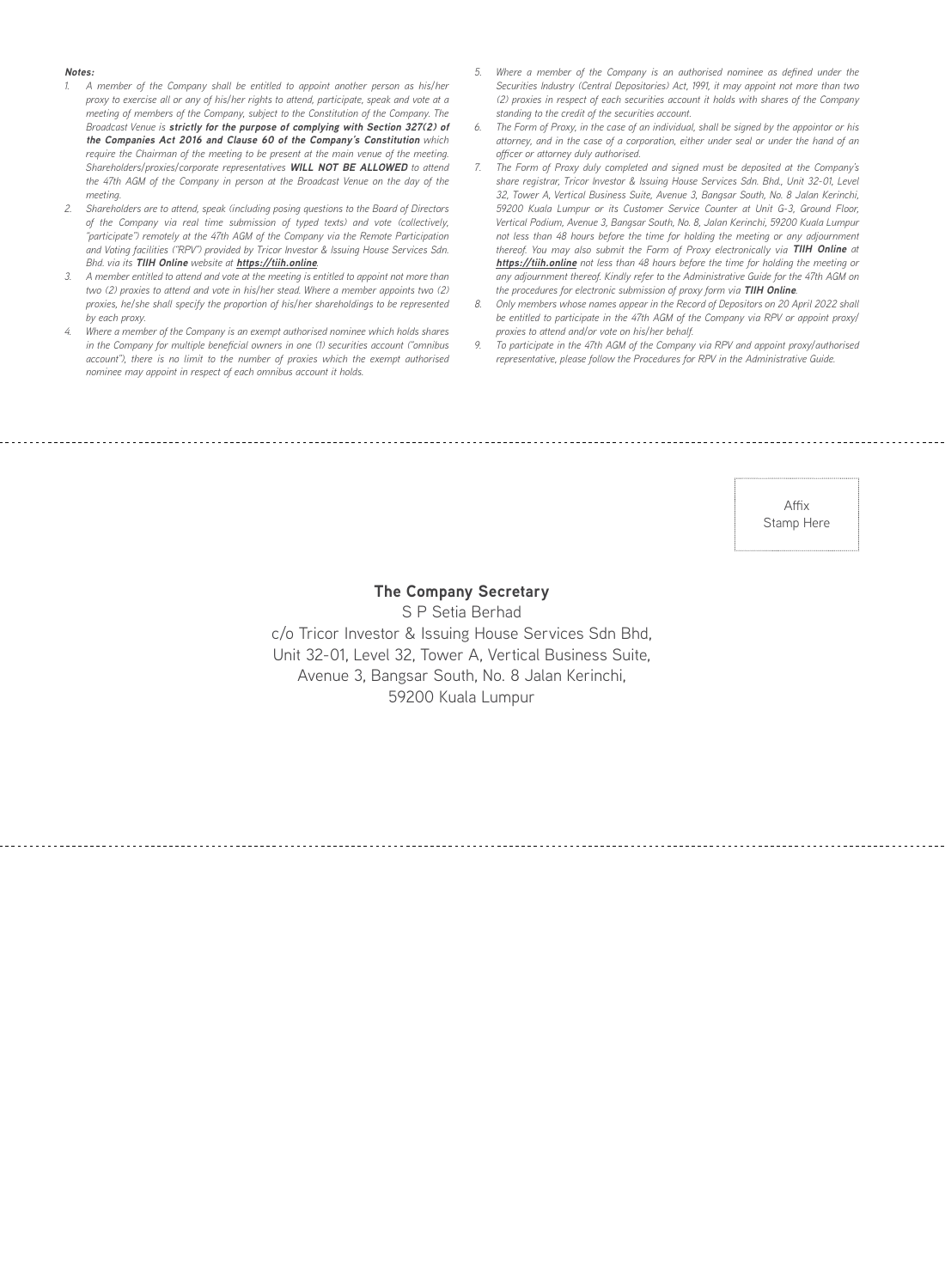***Notes:***

1. *A member of the Company shall be entitled to appoint another person as his/her proxy to exercise all or any of his/her rights to attend, participate, speak and vote at a meeting of members of the Company, subject to the Constitution of the Company. The Broadcast Venue is* ***strictly for the purpose of complying with Section 327(2) of the Companies Act 2016 and Clause 60 of the Company's Constitution*** *which require the Chairman of the meeting to be present at the main venue of the meeting. Shareholders/proxies/corporate representatives* ***WILL NOT BE ALLOWED*** *to attend the 47th AGM of the Company in person at the Broadcast Venue on the day of the meeting.*
2. *Shareholders are to attend, speak (including posing questions to the Board of Directors of the Company via real time submission of typed texts) and vote (collectively, "participate") remotely at the 47th AGM of the Company via the Remote Participation and Voting facilities ("RPV") provided by Tricor Investor & Issuing House Services Sdn. Bhd. via its* ***TIIH Online*** *website at* ***https://tiih.online****.*
3. *A member entitled to attend and vote at the meeting is entitled to appoint not more than two (2) proxies to attend and vote in his/her stead. Where a member appoints two (2) proxies, he/she shall specify the proportion of his/her shareholdings to be represented by each proxy.*
4. *Where a member of the Company is an exempt authorised nominee which holds shares in the Company for multiple beneficial owners in one (1) securities account ("omnibus account"), there is no limit to the number of proxies which the exempt authorised nominee may appoint in respect of each omnibus account it holds.*
5. *Where a member of the Company is an authorised nominee as defined under the Securities Industry (Central Depositories) Act, 1991, it may appoint not more than two (2) proxies in respect of each securities account it holds with shares of the Company standing to the credit of the securities account.*
6. *The Form of Proxy, in the case of an individual, shall be signed by the appointor or his attorney, and in the case of a corporation, either under seal or under the hand of an officer or attorney duly authorised.*
7. *The Form of Proxy duly completed and signed must be deposited at the Company's share registrar, Tricor Investor & Issuing House Services Sdn. Bhd., Unit 32-01, Level 32, Tower A, Vertical Business Suite, Avenue 3, Bangsar South, No. 8 Jalan Kerinchi, 59200 Kuala Lumpur or its Customer Service Counter at Unit G-3, Ground Floor, Vertical Podium, Avenue 3, Bangsar South, No. 8, Jalan Kerinchi, 59200 Kuala Lumpur not less than 48 hours before the time for holding the meeting or any adjournment thereof. You may also submit the Form of Proxy electronically via* ***TIIH Online*** *at* ***https://tiih.online*** *not less than 48 hours before the time for holding the meeting or any adjournment thereof. Kindly refer to the Administrative Guide for the 47th AGM on the procedures for electronic submission of proxy form via* ***TIIH Online****.*
8. *Only members whose names appear in the Record of Depositors on 20 April 2022 shall be entitled to participate in the 47th AGM of the Company via RPV or appoint proxy/proxies to attend and/or vote on his/her behalf.*
9. *To participate in the 47th AGM of the Company via RPV and appoint proxy/authorised representative, please follow the Procedures for RPV in the Administrative Guide.*

Affix
Stamp Here

**The Company Secretary**
S P Setia Berhad
c/o Tricor Investor & Issuing House Services Sdn Bhd,
Unit 32-01, Level 32, Tower A, Vertical Business Suite,
Avenue 3, Bangsar South, No. 8 Jalan Kerinchi,
59200 Kuala Lumpur